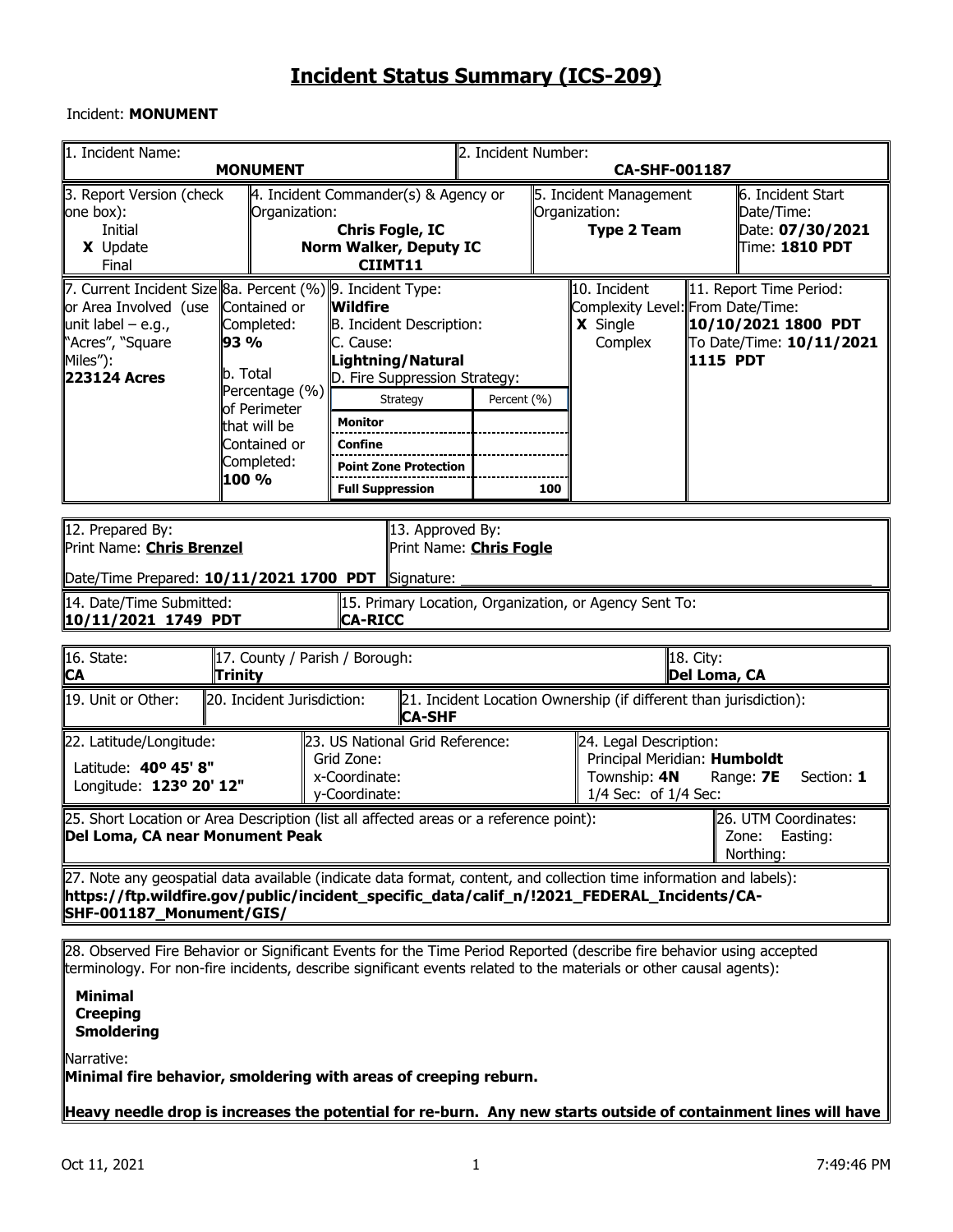# Incident Status Summary (ICS-209)

Incident: **MONUMENT**

| 1. Incident Name: **MONUMENT** | 2. Incident Number: **CA-SHF-001187** |
|---|---|

| 3. Report Version (check one box): | 4. Incident Commander(s) & Agency or Organization: | 5. Incident Management Organization: | 6. Incident Start Date/Time: |
|---|---|---|---|
| Initial<br>**X** Update<br>Final | **Chris Fogle, IC**<br>**Norm Walker, Deputy IC**<br>**CIIMT11** | **Type 2 Team** | Date: **07/30/2021**<br>Time: **1810 PDT** |

| 7. Current Incident Size or Area Involved (use unit label – e.g., "Acres", "Square Miles"): | 8a. Percent (%) Contained or Completed: | 9. Incident Type: | 10. Incident Complexity Level: | 11. Report Time Period: |
|---|---|---|---|---|
| **223124 Acres** | **93 %**<br>b. Total Percentage (%) of Perimeter that will be Contained or Completed: **100 %** | **Wildfire**<br>B. Incident Description:<br>C. Cause: **Lightning/Natural**<br>D. Fire Suppression Strategy: | **X** Single<br>Complex | From Date/Time: **10/10/2021 1800 PDT**<br>To Date/Time: **10/11/2021 1115 PDT** |

| Strategy | Percent (%) |
|---|---|
| **Monitor** | |
| **Confine** | |
| **Point Zone Protection** | |
| **Full Suppression** | **100** |

| 12. Prepared By: | 13. Approved By: |
|---|---|
| Print Name: **Chris Brenzel**<br>Date/Time Prepared: **10/11/2021 1700 PDT** | Print Name: **Chris Fogle**<br>Signature: |

| 14. Date/Time Submitted: | 15. Primary Location, Organization, or Agency Sent To: |
|---|---|
| **10/11/2021 1749 PDT** | **CA-RICC** |

| 16. State: | 17. County / Parish / Borough: | 18. City: |
|---|---|---|
| **CA** | **Trinity** | **Del Loma, CA** |

| 19. Unit or Other: | 20. Incident Jurisdiction: | 21. Incident Location Ownership (if different than jurisdiction): |
|---|---|---|
| | | **CA-SHF** |

| 22. Latitude/Longitude: | 23. US National Grid Reference: | 24. Legal Description: |
|---|---|---|
| Latitude: **40º 45' 8"**<br>Longitude: **123º 20' 12"** | Grid Zone:<br>x-Coordinate:<br>y-Coordinate: | Principal Meridian: **Humboldt**<br>Township: **4N** Range: **7E** Section: **1**<br>1/4 Sec: of 1/4 Sec: |

| 25. Short Location or Area Description (list all affected areas or a reference point): | 26. UTM Coordinates: |
|---|---|
| **Del Loma, CA near Monument Peak** | Zone: Easting:<br>Northing: |

27. Note any geospatial data available (indicate data format, content, and collection time information and labels):
**https://ftp.wildfire.gov/public/incident_specific_data/calif_n/!2021_FEDERAL_Incidents/CA-SHF-001187_Monument/GIS/**

28. Observed Fire Behavior or Significant Events for the Time Period Reported (describe fire behavior using accepted terminology. For non-fire incidents, describe significant events related to the materials or other causal agents):

**Minimal**
**Creeping**
**Smoldering**

Narrative:
**Minimal fire behavior, smoldering with areas of creeping reburn.**

**Heavy needle drop is increases the potential for re-burn. Any new starts outside of containment lines will have**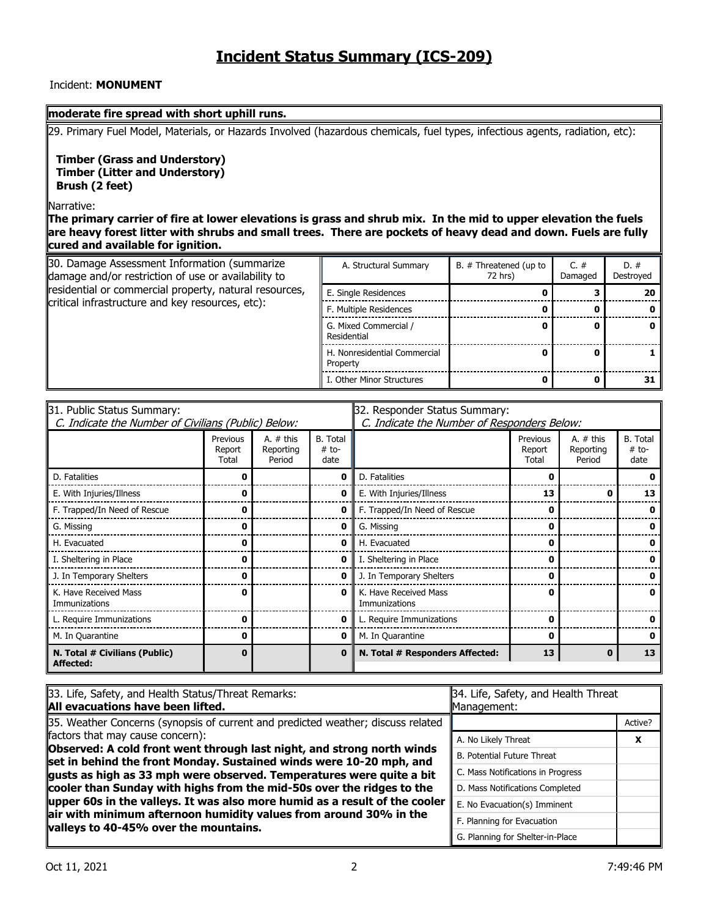# Incident Status Summary (ICS-209)

Incident: **MONUMENT**

**moderate fire spread with short uphill runs.**

29. Primary Fuel Model, Materials, or Hazards Involved (hazardous chemicals, fuel types, infectious agents, radiation, etc):

**Timber (Grass and Understory)**
**Timber (Litter and Understory)**
**Brush (2 feet)**

Narrative:
**The primary carrier of fire at lower elevations is grass and shrub mix. In the mid to upper elevation the fuels are heavy forest litter with shrubs and small trees. There are pockets of heavy dead and down. Fuels are fully cured and available for ignition.**

30. Damage Assessment Information (summarize damage and/or restriction of use or availability to residential or commercial property, natural resources, critical infrastructure and key resources, etc):

| A. Structural Summary | B. # Threatened (up to 72 hrs) | C. # Damaged | D. # Destroyed |
|---|---|---|---|
| E. Single Residences | 0 | 3 | 20 |
| F. Multiple Residences | 0 | 0 | 0 |
| G. Mixed Commercial / Residential | 0 | 0 | 0 |
| H. Nonresidential Commercial Property | 0 | 0 | 1 |
| I. Other Minor Structures | 0 | 0 | 31 |

31. Public Status Summary:
*C. Indicate the Number of Civilians (Public) Below:*

| | Previous Report Total | A. # this Reporting Period | B. Total # to-date |
|---|---|---|---|
| D. Fatalities | 0 | | 0 |
| E. With Injuries/Illness | 0 | | 0 |
| F. Trapped/In Need of Rescue | 0 | | 0 |
| G. Missing | 0 | | 0 |
| H. Evacuated | 0 | | 0 |
| I. Sheltering in Place | 0 | | 0 |
| J. In Temporary Shelters | 0 | | 0 |
| K. Have Received Mass Immunizations | 0 | | 0 |
| L. Require Immunizations | 0 | | 0 |
| M. In Quarantine | 0 | | 0 |
| **N. Total # Civilians (Public) Affected:** | **0** | | **0** |

32. Responder Status Summary:
*C. Indicate the Number of Responders Below:*

| | Previous Report Total | A. # this Reporting Period | B. Total # to-date |
|---|---|---|---|
| D. Fatalities | 0 | | 0 |
| E. With Injuries/Illness | 13 | 0 | 13 |
| F. Trapped/In Need of Rescue | 0 | | 0 |
| G. Missing | 0 | | 0 |
| H. Evacuated | 0 | | 0 |
| I. Sheltering in Place | 0 | | 0 |
| J. In Temporary Shelters | 0 | | 0 |
| K. Have Received Mass Immunizations | 0 | | 0 |
| L. Require Immunizations | 0 | | 0 |
| M. In Quarantine | 0 | | 0 |
| **N. Total # Responders Affected:** | **13** | **0** | **13** |

33. Life, Safety, and Health Status/Threat Remarks:
**All evacuations have been lifted.**

35. Weather Concerns (synopsis of current and predicted weather; discuss related factors that may cause concern):
**Observed: A cold front went through last night, and strong north winds set in behind the front Monday. Sustained winds were 10-20 mph, and gusts as high as 33 mph were observed. Temperatures were quite a bit cooler than Sunday with highs from the mid-50s over the ridges to the upper 60s in the valleys. It was also more humid as a result of the cooler air with minimum afternoon humidity values from around 30% in the valleys to 40-45% over the mountains.**

34. Life, Safety, and Health Threat Management:

| | Active? |
|---|---|
| A. No Likely Threat | X |
| B. Potential Future Threat | |
| C. Mass Notifications in Progress | |
| D. Mass Notifications Completed | |
| E. No Evacuation(s) Imminent | |
| F. Planning for Evacuation | |
| G. Planning for Shelter-in-Place | |

Oct 11, 2021 7:49:46 PM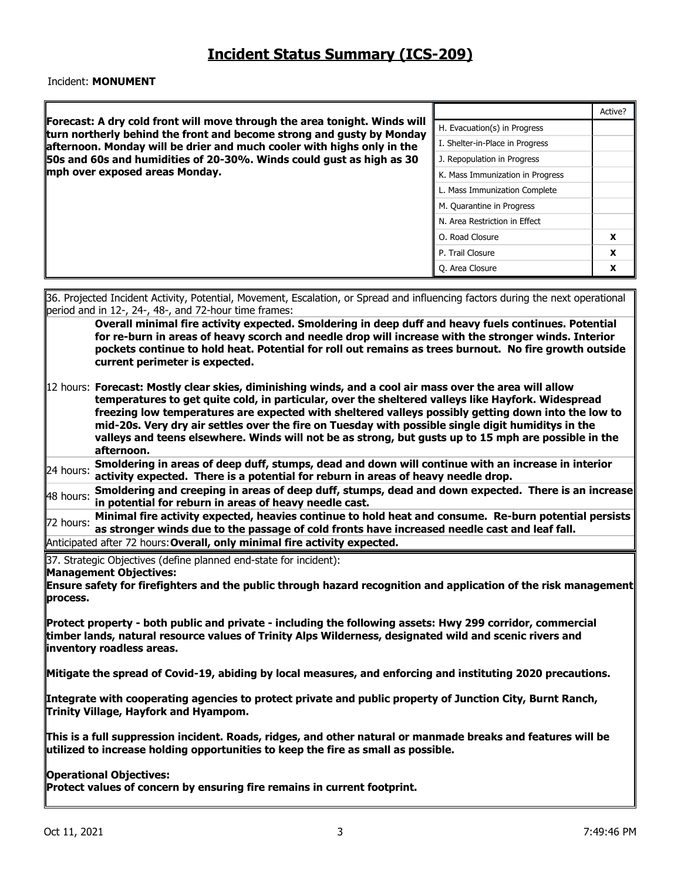# Incident Status Summary (ICS-209)

Incident: **MONUMENT**

**Forecast: A dry cold front will move through the area tonight. Winds will turn northerly behind the front and become strong and gusty by Monday afternoon. Monday will be drier and much cooler with highs only in the 50s and 60s and humidities of 20-30%. Winds could gust as high as 30 mph over exposed areas Monday.**

| | Active? |
|---|---|
| H. Evacuation(s) in Progress | |
| I. Shelter-in-Place in Progress | |
| J. Repopulation in Progress | |
| K. Mass Immunization in Progress | |
| L. Mass Immunization Complete | |
| M. Quarantine in Progress | |
| N. Area Restriction in Effect | |
| O. Road Closure | X |
| P. Trail Closure | X |
| Q. Area Closure | X |

36. Projected Incident Activity, Potential, Movement, Escalation, or Spread and influencing factors during the next operational period and in 12-, 24-, 48-, and 72-hour time frames:

**Overall minimal fire activity expected. Smoldering in deep duff and heavy fuels continues. Potential for re-burn in areas of heavy scorch and needle drop will increase with the stronger winds. Interior pockets continue to hold heat. Potential for roll out remains as trees burnout. No fire growth outside current perimeter is expected.**

12 hours: **Forecast: Mostly clear skies, diminishing winds, and a cool air mass over the area will allow temperatures to get quite cold, in particular, over the sheltered valleys like Hayfork. Widespread freezing low temperatures are expected with sheltered valleys possibly getting down into the low to mid-20s. Very dry air settles over the fire on Tuesday with possible single digit humiditys in the valleys and teens elsewhere. Winds will not be as strong, but gusts up to 15 mph are possible in the afternoon.**

24 hours: **Smoldering in areas of deep duff, stumps, dead and down will continue with an increase in interior activity expected. There is a potential for reburn in areas of heavy needle drop.**

48 hours: **Smoldering and creeping in areas of deep duff, stumps, dead and down expected. There is an increase in potential for reburn in areas of heavy needle cast.**

72 hours: **Minimal fire activity expected, heavies continue to hold heat and consume. Re-burn potential persists as stronger winds due to the passage of cold fronts have increased needle cast and leaf fall.**

Anticipated after 72 hours: **Overall, only minimal fire activity expected.**

37. Strategic Objectives (define planned end-state for incident):

**Management Objectives:**

**Ensure safety for firefighters and the public through hazard recognition and application of the risk management process.**

**Protect property - both public and private - including the following assets: Hwy 299 corridor, commercial timber lands, natural resource values of Trinity Alps Wilderness, designated wild and scenic rivers and inventory roadless areas.**

**Mitigate the spread of Covid-19, abiding by local measures, and enforcing and instituting 2020 precautions.**

**Integrate with cooperating agencies to protect private and public property of Junction City, Burnt Ranch, Trinity Village, Hayfork and Hyampom.**

**This is a full suppression incident. Roads, ridges, and other natural or manmade breaks and features will be utilized to increase holding opportunities to keep the fire as small as possible.**

**Operational Objectives:**

**Protect values of concern by ensuring fire remains in current footprint.**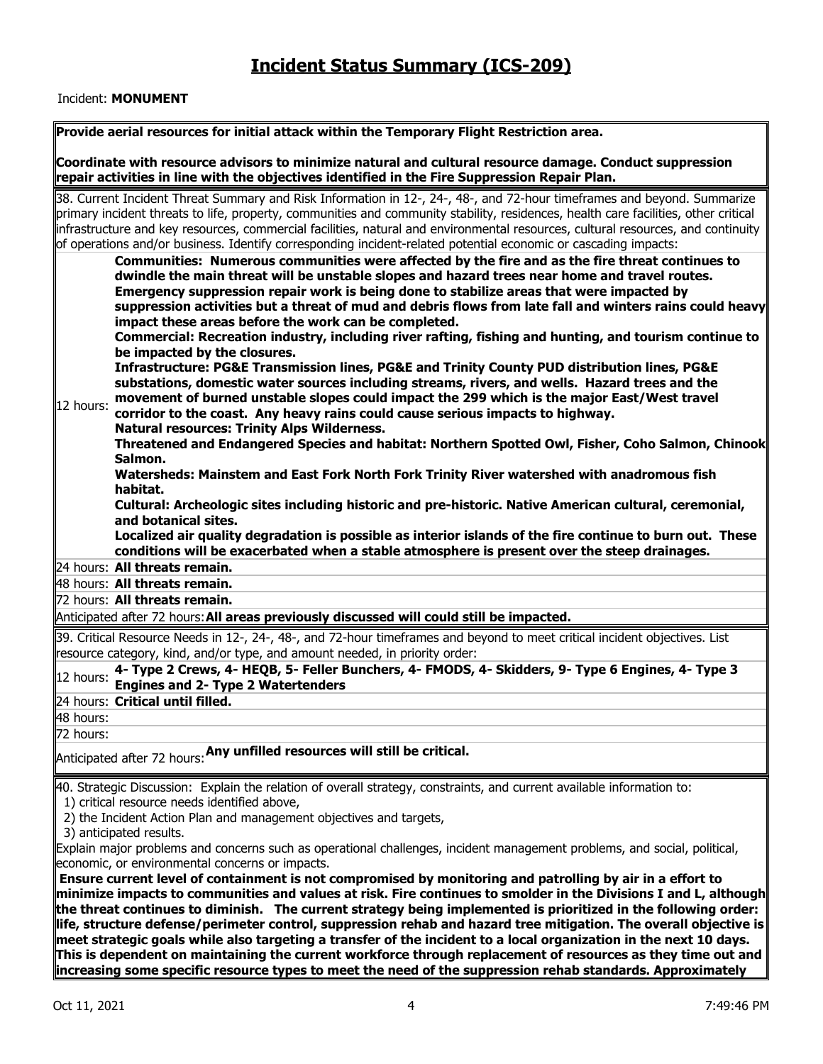# Incident Status Summary (ICS-209)

Incident: **MONUMENT**

**Provide aerial resources for initial attack within the Temporary Flight Restriction area.**

**Coordinate with resource advisors to minimize natural and cultural resource damage. Conduct suppression repair activities in line with the objectives identified in the Fire Suppression Repair Plan.**

38. Current Incident Threat Summary and Risk Information in 12-, 24-, 48-, and 72-hour timeframes and beyond. Summarize primary incident threats to life, property, communities and community stability, residences, health care facilities, other critical infrastructure and key resources, commercial facilities, natural and environmental resources, cultural resources, and continuity of operations and/or business. Identify corresponding incident-related potential economic or cascading impacts:

| | |
|---|---|
| 12 hours: | **Communities: Numerous communities were affected by the fire and as the fire threat continues to dwindle the main threat will be unstable slopes and hazard trees near home and travel routes. Emergency suppression repair work is being done to stabilize areas that were impacted by suppression activities but a threat of mud and debris flows from late fall and winters rains could heavy impact these areas before the work can be completed.**<br>**Commercial: Recreation industry, including river rafting, fishing and hunting, and tourism continue to be impacted by the closures.**<br>**Infrastructure: PG&E Transmission lines, PG&E and Trinity County PUD distribution lines, PG&E substations, domestic water sources including streams, rivers, and wells. Hazard trees and the movement of burned unstable slopes could impact the 299 which is the major East/West travel corridor to the coast. Any heavy rains could cause serious impacts to highway.**<br>**Natural resources: Trinity Alps Wilderness.**<br>**Threatened and Endangered Species and habitat: Northern Spotted Owl, Fisher, Coho Salmon, Chinook Salmon.**<br>**Watersheds: Mainstem and East Fork North Fork Trinity River watershed with anadromous fish habitat.**<br>**Cultural: Archeologic sites including historic and pre-historic. Native American cultural, ceremonial, and botanical sites.**<br>**Localized air quality degradation is possible as interior islands of the fire continue to burn out. These conditions will be exacerbated when a stable atmosphere is present over the steep drainages.** |
| 24 hours: | **All threats remain.** |
| 48 hours: | **All threats remain.** |
| 72 hours: | **All threats remain.** |
| Anticipated after 72 hours: | **All areas previously discussed will could still be impacted.** |

39. Critical Resource Needs in 12-, 24-, 48-, and 72-hour timeframes and beyond to meet critical incident objectives. List resource category, kind, and/or type, and amount needed, in priority order:

| | |
|---|---|
| 12 hours: | **4- Type 2 Crews, 4- HEQB, 5- Feller Bunchers, 4- FMODS, 4- Skidders, 9- Type 6 Engines, 4- Type 3 Engines and 2- Type 2 Watertenders** |
| 24 hours: | **Critical until filled.** |
| 48 hours: | |
| 72 hours: | |
| Anticipated after 72 hours: | **Any unfilled resources will still be critical.** |

40. Strategic Discussion: Explain the relation of overall strategy, constraints, and current available information to:
1) critical resource needs identified above,
2) the Incident Action Plan and management objectives and targets,
3) anticipated results.

Explain major problems and concerns such as operational challenges, incident management problems, and social, political, economic, or environmental concerns or impacts.

**Ensure current level of containment is not compromised by monitoring and patrolling by air in a effort to minimize impacts to communities and values at risk. Fire continues to smolder in the Divisions I and L, although the threat continues to diminish. The current strategy being implemented is prioritized in the following order: life, structure defense/perimeter control, suppression rehab and hazard tree mitigation. The overall objective is meet strategic goals while also targeting a transfer of the incident to a local organization in the next 10 days. This is dependent on maintaining the current workforce through replacement of resources as they time out and increasing some specific resource types to meet the need of the suppression rehab standards. Approximately**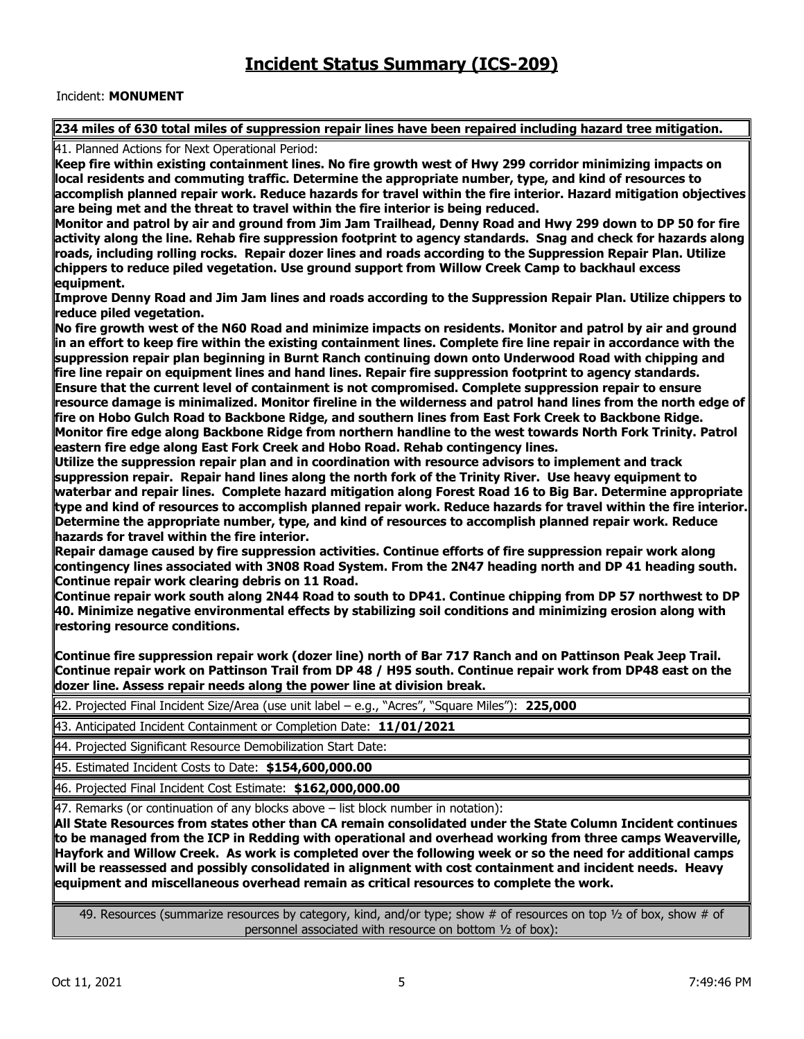# Incident Status Summary (ICS-209)

Incident: **MONUMENT**

**234 miles of 630 total miles of suppression repair lines have been repaired including hazard tree mitigation.**

41. Planned Actions for Next Operational Period:

**Keep fire within existing containment lines. No fire growth west of Hwy 299 corridor minimizing impacts on local residents and commuting traffic. Determine the appropriate number, type, and kind of resources to accomplish planned repair work. Reduce hazards for travel within the fire interior. Hazard mitigation objectives are being met and the threat to travel within the fire interior is being reduced.**

**Monitor and patrol by air and ground from Jim Jam Trailhead, Denny Road and Hwy 299 down to DP 50 for fire activity along the line. Rehab fire suppression footprint to agency standards. Snag and check for hazards along roads, including rolling rocks. Repair dozer lines and roads according to the Suppression Repair Plan. Utilize chippers to reduce piled vegetation. Use ground support from Willow Creek Camp to backhaul excess equipment.**

**Improve Denny Road and Jim Jam lines and roads according to the Suppression Repair Plan. Utilize chippers to reduce piled vegetation.**

**No fire growth west of the N60 Road and minimize impacts on residents. Monitor and patrol by air and ground in an effort to keep fire within the existing containment lines. Complete fire line repair in accordance with the suppression repair plan beginning in Burnt Ranch continuing down onto Underwood Road with chipping and fire line repair on equipment lines and hand lines. Repair fire suppression footprint to agency standards. Ensure that the current level of containment is not compromised. Complete suppression repair to ensure resource damage is minimalized. Monitor fireline in the wilderness and patrol hand lines from the north edge of fire on Hobo Gulch Road to Backbone Ridge, and southern lines from East Fork Creek to Backbone Ridge. Monitor fire edge along Backbone Ridge from northern handline to the west towards North Fork Trinity. Patrol eastern fire edge along East Fork Creek and Hobo Road. Rehab contingency lines.**

**Utilize the suppression repair plan and in coordination with resource advisors to implement and track suppression repair. Repair hand lines along the north fork of the Trinity River. Use heavy equipment to waterbar and repair lines. Complete hazard mitigation along Forest Road 16 to Big Bar. Determine appropriate type and kind of resources to accomplish planned repair work. Reduce hazards for travel within the fire interior. Determine the appropriate number, type, and kind of resources to accomplish planned repair work. Reduce hazards for travel within the fire interior.**

**Repair damage caused by fire suppression activities. Continue efforts of fire suppression repair work along contingency lines associated with 3N08 Road System. From the 2N47 heading north and DP 41 heading south. Continue repair work clearing debris on 11 Road.**

**Continue repair work south along 2N44 Road to south to DP41. Continue chipping from DP 57 northwest to DP 40. Minimize negative environmental effects by stabilizing soil conditions and minimizing erosion along with restoring resource conditions.**

**Continue fire suppression repair work (dozer line) north of Bar 717 Ranch and on Pattinson Peak Jeep Trail. Continue repair work on Pattinson Trail from DP 48 / H95 south. Continue repair work from DP48 east on the dozer line. Assess repair needs along the power line at division break.**

42. Projected Final Incident Size/Area (use unit label – e.g., "Acres", "Square Miles"): **225,000**

43. Anticipated Incident Containment or Completion Date: **11/01/2021**

44. Projected Significant Resource Demobilization Start Date:

45. Estimated Incident Costs to Date: **$154,600,000.00**

46. Projected Final Incident Cost Estimate: **$162,000,000.00**

47. Remarks (or continuation of any blocks above – list block number in notation):

**All State Resources from states other than CA remain consolidated under the State Column Incident continues to be managed from the ICP in Redding with operational and overhead working from three camps Weaverville, Hayfork and Willow Creek. As work is completed over the following week or so the need for additional camps will be reassessed and possibly consolidated in alignment with cost containment and incident needs. Heavy equipment and miscellaneous overhead remain as critical resources to complete the work.**

49. Resources (summarize resources by category, kind, and/or type; show # of resources on top ½ of box, show # of personnel associated with resource on bottom ½ of box):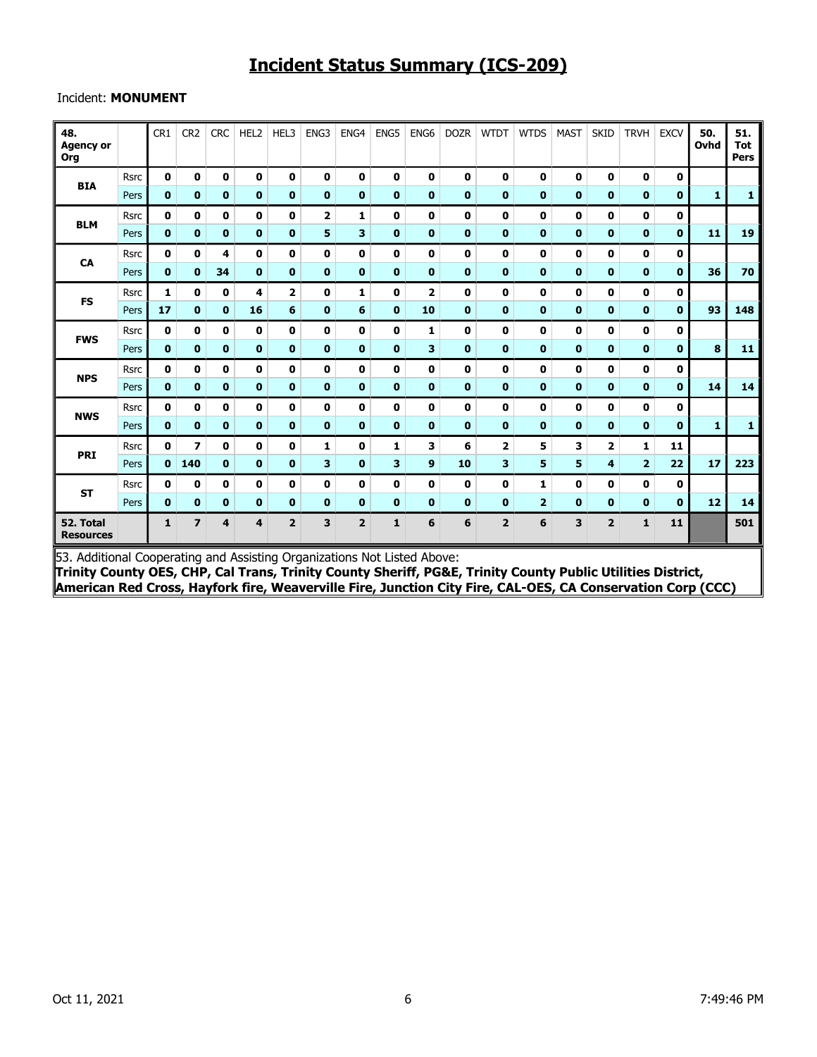# Incident Status Summary (ICS-209)

Incident: **MONUMENT**

| 48. Agency or Org | | CR1 | CR2 | CRC | HEL2 | HEL3 | ENG3 | ENG4 | ENG5 | ENG6 | DOZR | WTDT | WTDS | MAST | SKID | TRVH | EXCV | 50. Ovhd | 51. Tot Pers |
|---|---|---|---|---|---|---|---|---|---|---|---|---|---|---|---|---|---|---|---|
| **BIA** | Rsrc | **0** | **0** | **0** | **0** | **0** | **0** | **0** | **0** | **0** | **0** | **0** | **0** | **0** | **0** | **0** | **0** | | |
| | Pers | **0** | **0** | **0** | **0** | **0** | **0** | **0** | **0** | **0** | **0** | **0** | **0** | **0** | **0** | **0** | **0** | **1** | **1** |
| **BLM** | Rsrc | **0** | **0** | **0** | **0** | **0** | **2** | **1** | **0** | **0** | **0** | **0** | **0** | **0** | **0** | **0** | **0** | | |
| | Pers | **0** | **0** | **0** | **0** | **0** | **5** | **3** | **0** | **0** | **0** | **0** | **0** | **0** | **0** | **0** | **0** | **11** | **19** |
| **CA** | Rsrc | **0** | **0** | **4** | **0** | **0** | **0** | **0** | **0** | **0** | **0** | **0** | **0** | **0** | **0** | **0** | **0** | | |
| | Pers | **0** | **0** | **34** | **0** | **0** | **0** | **0** | **0** | **0** | **0** | **0** | **0** | **0** | **0** | **0** | **0** | **36** | **70** |
| **FS** | Rsrc | **1** | **0** | **0** | **4** | **2** | **0** | **1** | **0** | **2** | **0** | **0** | **0** | **0** | **0** | **0** | **0** | | |
| | Pers | **17** | **0** | **0** | **16** | **6** | **0** | **6** | **0** | **10** | **0** | **0** | **0** | **0** | **0** | **0** | **0** | **93** | **148** |
| **FWS** | Rsrc | **0** | **0** | **0** | **0** | **0** | **0** | **0** | **0** | **1** | **0** | **0** | **0** | **0** | **0** | **0** | **0** | | |
| | Pers | **0** | **0** | **0** | **0** | **0** | **0** | **0** | **0** | **3** | **0** | **0** | **0** | **0** | **0** | **0** | **0** | **8** | **11** |
| **NPS** | Rsrc | **0** | **0** | **0** | **0** | **0** | **0** | **0** | **0** | **0** | **0** | **0** | **0** | **0** | **0** | **0** | **0** | | |
| | Pers | **0** | **0** | **0** | **0** | **0** | **0** | **0** | **0** | **0** | **0** | **0** | **0** | **0** | **0** | **0** | **0** | **14** | **14** |
| **NWS** | Rsrc | **0** | **0** | **0** | **0** | **0** | **0** | **0** | **0** | **0** | **0** | **0** | **0** | **0** | **0** | **0** | **0** | | |
| | Pers | **0** | **0** | **0** | **0** | **0** | **0** | **0** | **0** | **0** | **0** | **0** | **0** | **0** | **0** | **0** | **0** | **1** | **1** |
| **PRI** | Rsrc | **0** | **7** | **0** | **0** | **0** | **1** | **0** | **1** | **3** | **6** | **2** | **5** | **3** | **2** | **1** | **11** | | |
| | Pers | **0** | **140** | **0** | **0** | **0** | **3** | **0** | **3** | **9** | **10** | **3** | **5** | **5** | **4** | **2** | **22** | **17** | **223** |
| **ST** | Rsrc | **0** | **0** | **0** | **0** | **0** | **0** | **0** | **0** | **0** | **0** | **0** | **1** | **0** | **0** | **0** | **0** | | |
| | Pers | **0** | **0** | **0** | **0** | **0** | **0** | **0** | **0** | **0** | **0** | **0** | **2** | **0** | **0** | **0** | **0** | **12** | **14** |
| **52. Total Resources** | | **1** | **7** | **4** | **4** | **2** | **3** | **2** | **1** | **6** | **6** | **2** | **6** | **3** | **2** | **1** | **11** | | **501** |

53. Additional Cooperating and Assisting Organizations Not Listed Above:
**Trinity County OES, CHP, Cal Trans, Trinity County Sheriff, PG&E, Trinity County Public Utilities District, American Red Cross, Hayfork fire, Weaverville Fire, Junction City Fire, CAL-OES, CA Conservation Corp (CCC)**

Oct 11, 2021 7:49:46 PM